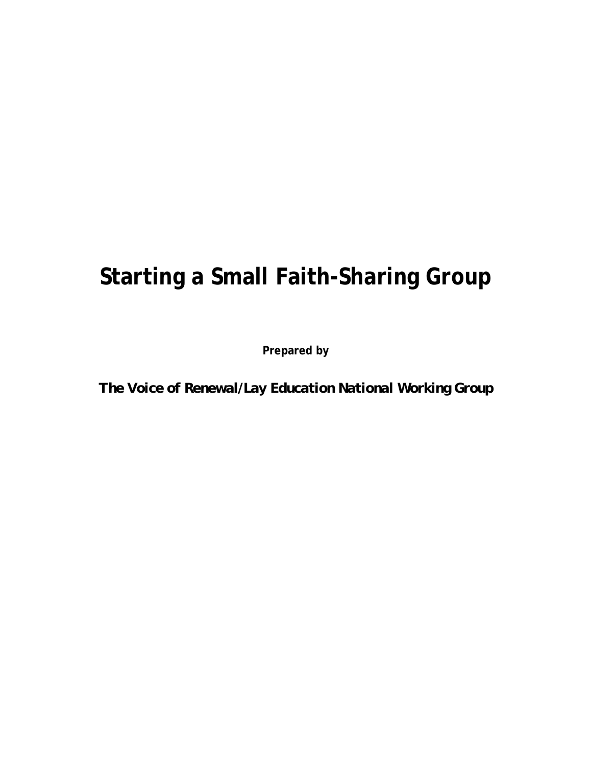# Starting a Small Faith-Sharing Group

**Prepared by**

**The Voice of Renewal/Lay Education National Working Group**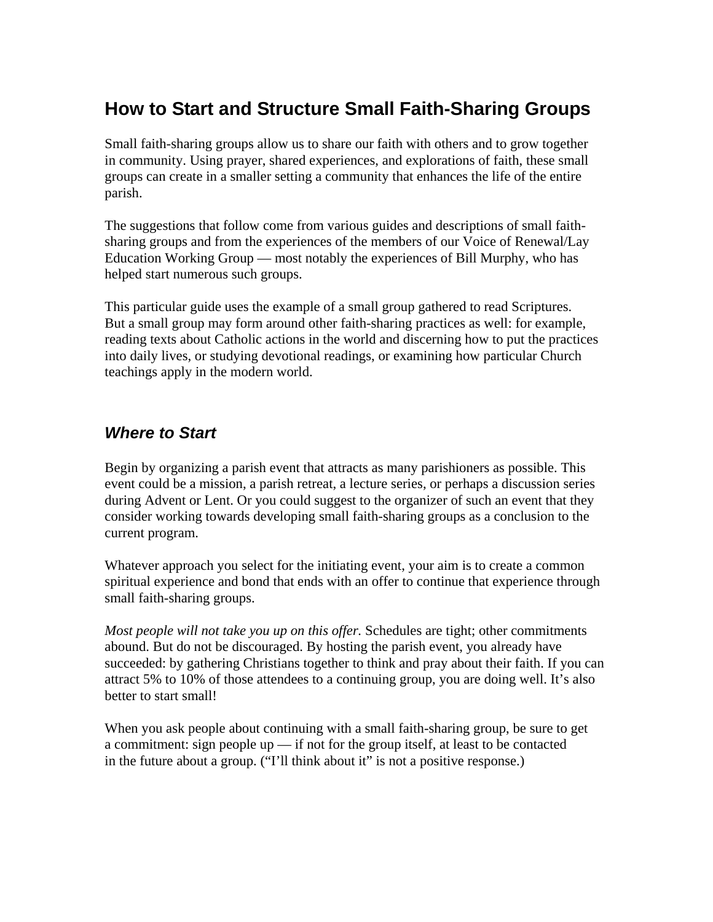# How to Start and Structure Small Faith-Sharing Groups

Small faith-sharing groups allow us to share our faith with others and to grow together in community. Using prayer, shared experiences, and explorations of faith, these small groups can create in a smaller setting a community that enhances the life of the entire parish.

The suggestions that follow come from various guides and descriptions of small faith-sharing groups and from the experiences of the members of our Voice of Renewal/Lay Education Working Group — most notably the experiences of Bill Murphy, who has helped start numerous such groups.

This particular guide uses the example of a small group gathered to read Scriptures. But a small group may form around other faith-sharing practices as well: for example, reading texts about Catholic actions in the world and discerning how to put the practices into daily lives, or studying devotional readings, or examining how particular Church teachings apply in the modern world.

## *Where to Start*

Begin by organizing a parish event that attracts as many parishioners as possible. This event could be a mission, a parish retreat, a lecture series, or perhaps a discussion series during Advent or Lent. Or you could suggest to the organizer of such an event that they consider working towards developing small faith-sharing groups as a conclusion to the current program.

Whatever approach you select for the initiating event, your aim is to create a common spiritual experience and bond that ends with an offer to continue that experience through small faith-sharing groups.

*Most people will not take you up on this offer.* Schedules are tight; other commitments abound. But do not be discouraged. By hosting the parish event, you already have succeeded: by gathering Christians together to think and pray about their faith. If you can attract 5% to 10% of those attendees to a continuing group, you are doing well. It's also better to start small!

When you ask people about continuing with a small faith-sharing group, be sure to get a commitment: sign people up — if not for the group itself, at least to be contacted in the future about a group. ("I'll think about it" is not a positive response.)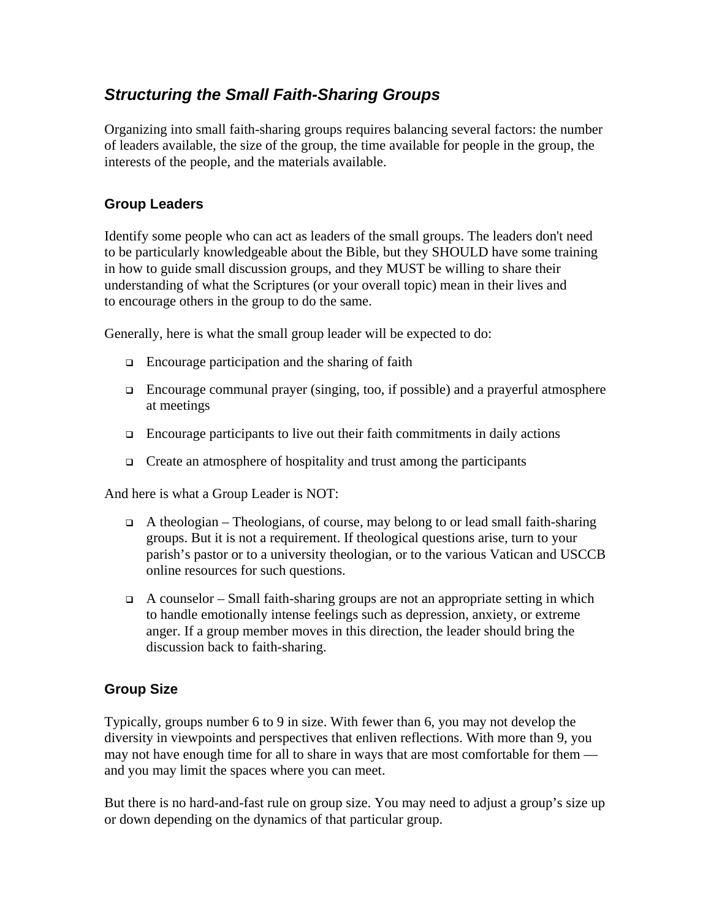## *Structuring the Small Faith-Sharing Groups*

Organizing into small faith-sharing groups requires balancing several factors: the number of leaders available, the size of the group, the time available for people in the group, the interests of the people, and the materials available.

### Group Leaders

Identify some people who can act as leaders of the small groups. The leaders don't need to be particularly knowledgeable about the Bible, but they SHOULD have some training in how to guide small discussion groups, and they MUST be willing to share their understanding of what the Scriptures (or your overall topic) mean in their lives and to encourage others in the group to do the same.

Generally, here is what the small group leader will be expected to do:

- Encourage participation and the sharing of faith
- Encourage communal prayer (singing, too, if possible) and a prayerful atmosphere at meetings
- Encourage participants to live out their faith commitments in daily actions
- Create an atmosphere of hospitality and trust among the participants

And here is what a Group Leader is NOT:

- A theologian – Theologians, of course, may belong to or lead small faith-sharing groups. But it is not a requirement. If theological questions arise, turn to your parish's pastor or to a university theologian, or to the various Vatican and USCCB online resources for such questions.
- A counselor – Small faith-sharing groups are not an appropriate setting in which to handle emotionally intense feelings such as depression, anxiety, or extreme anger. If a group member moves in this direction, the leader should bring the discussion back to faith-sharing.

### Group Size

Typically, groups number 6 to 9 in size. With fewer than 6, you may not develop the diversity in viewpoints and perspectives that enliven reflections. With more than 9, you may not have enough time for all to share in ways that are most comfortable for them — and you may limit the spaces where you can meet.

But there is no hard-and-fast rule on group size. You may need to adjust a group's size up or down depending on the dynamics of that particular group.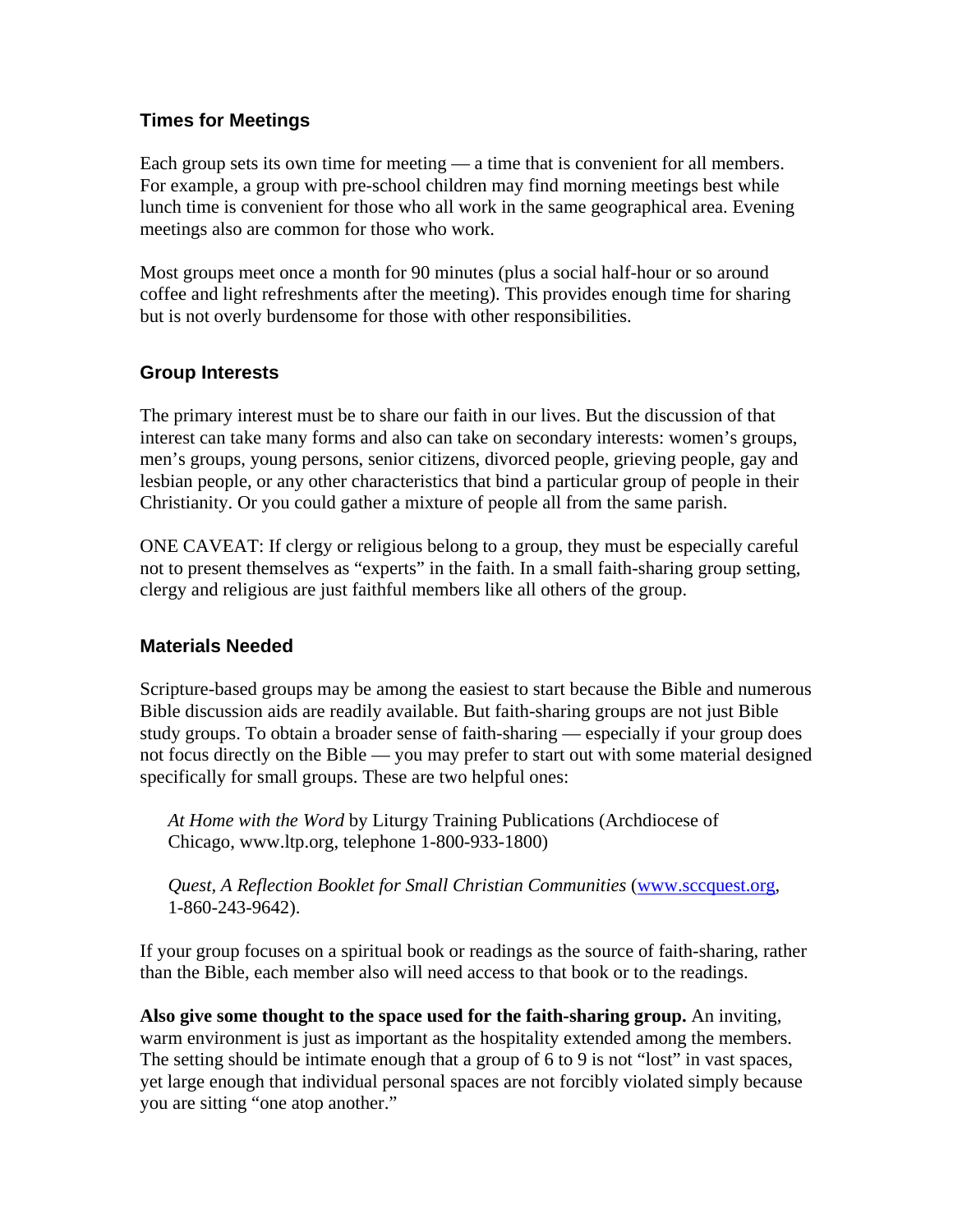### Times for Meetings

Each group sets its own time for meeting — a time that is convenient for all members. For example, a group with pre-school children may find morning meetings best while lunch time is convenient for those who all work in the same geographical area. Evening meetings also are common for those who work.

Most groups meet once a month for 90 minutes (plus a social half-hour or so around coffee and light refreshments after the meeting). This provides enough time for sharing but is not overly burdensome for those with other responsibilities.

### Group Interests

The primary interest must be to share our faith in our lives. But the discussion of that interest can take many forms and also can take on secondary interests: women's groups, men's groups, young persons, senior citizens, divorced people, grieving people, gay and lesbian people, or any other characteristics that bind a particular group of people in their Christianity. Or you could gather a mixture of people all from the same parish.

ONE CAVEAT: If clergy or religious belong to a group, they must be especially careful not to present themselves as "experts" in the faith. In a small faith-sharing group setting, clergy and religious are just faithful members like all others of the group.

### Materials Needed

Scripture-based groups may be among the easiest to start because the Bible and numerous Bible discussion aids are readily available. But faith-sharing groups are not just Bible study groups. To obtain a broader sense of faith-sharing — especially if your group does not focus directly on the Bible — you may prefer to start out with some material designed specifically for small groups. These are two helpful ones:

> *At Home with the Word* by Liturgy Training Publications (Archdiocese of Chicago, www.ltp.org, telephone 1-800-933-1800)
>
> *Quest, A Reflection Booklet for Small Christian Communities* (www.sccquest.org, 1-860-243-9642).

If your group focuses on a spiritual book or readings as the source of faith-sharing, rather than the Bible, each member also will need access to that book or to the readings.

**Also give some thought to the space used for the faith-sharing group.** An inviting, warm environment is just as important as the hospitality extended among the members. The setting should be intimate enough that a group of 6 to 9 is not "lost" in vast spaces, yet large enough that individual personal spaces are not forcibly violated simply because you are sitting "one atop another."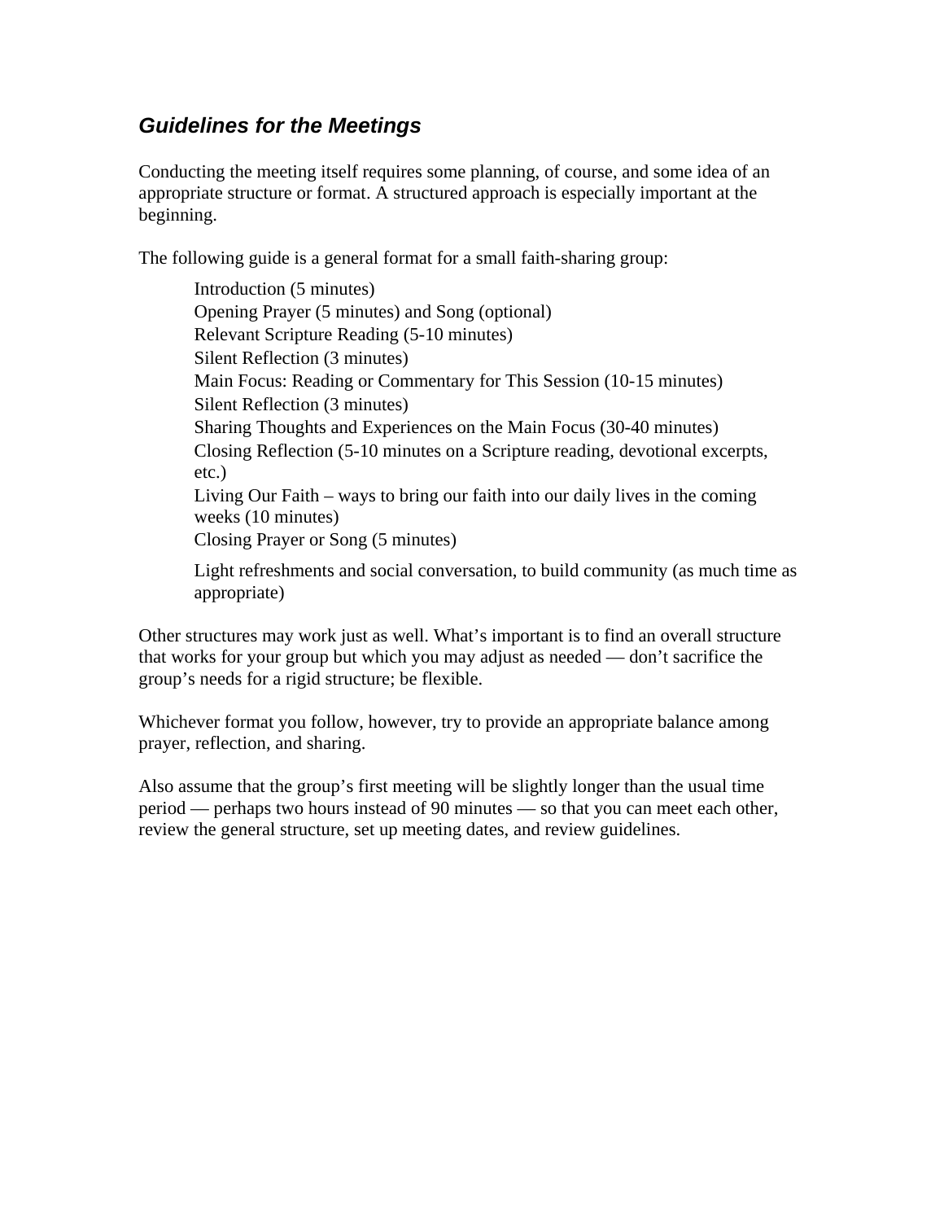## *Guidelines for the Meetings*

Conducting the meeting itself requires some planning, of course, and some idea of an appropriate structure or format. A structured approach is especially important at the beginning.

The following guide is a general format for a small faith-sharing group:

> Introduction (5 minutes)
> Opening Prayer (5 minutes) and Song (optional)
> Relevant Scripture Reading (5-10 minutes)
> Silent Reflection (3 minutes)
> Main Focus: Reading or Commentary for This Session (10-15 minutes)
> Silent Reflection (3 minutes)
> Sharing Thoughts and Experiences on the Main Focus (30-40 minutes)
> Closing Reflection (5-10 minutes on a Scripture reading, devotional excerpts, etc.)
> Living Our Faith – ways to bring our faith into our daily lives in the coming weeks (10 minutes)
> Closing Prayer or Song (5 minutes)
>
> Light refreshments and social conversation, to build community (as much time as appropriate)

Other structures may work just as well. What's important is to find an overall structure that works for your group but which you may adjust as needed — don't sacrifice the group's needs for a rigid structure; be flexible.

Whichever format you follow, however, try to provide an appropriate balance among prayer, reflection, and sharing.

Also assume that the group's first meeting will be slightly longer than the usual time period — perhaps two hours instead of 90 minutes — so that you can meet each other, review the general structure, set up meeting dates, and review guidelines.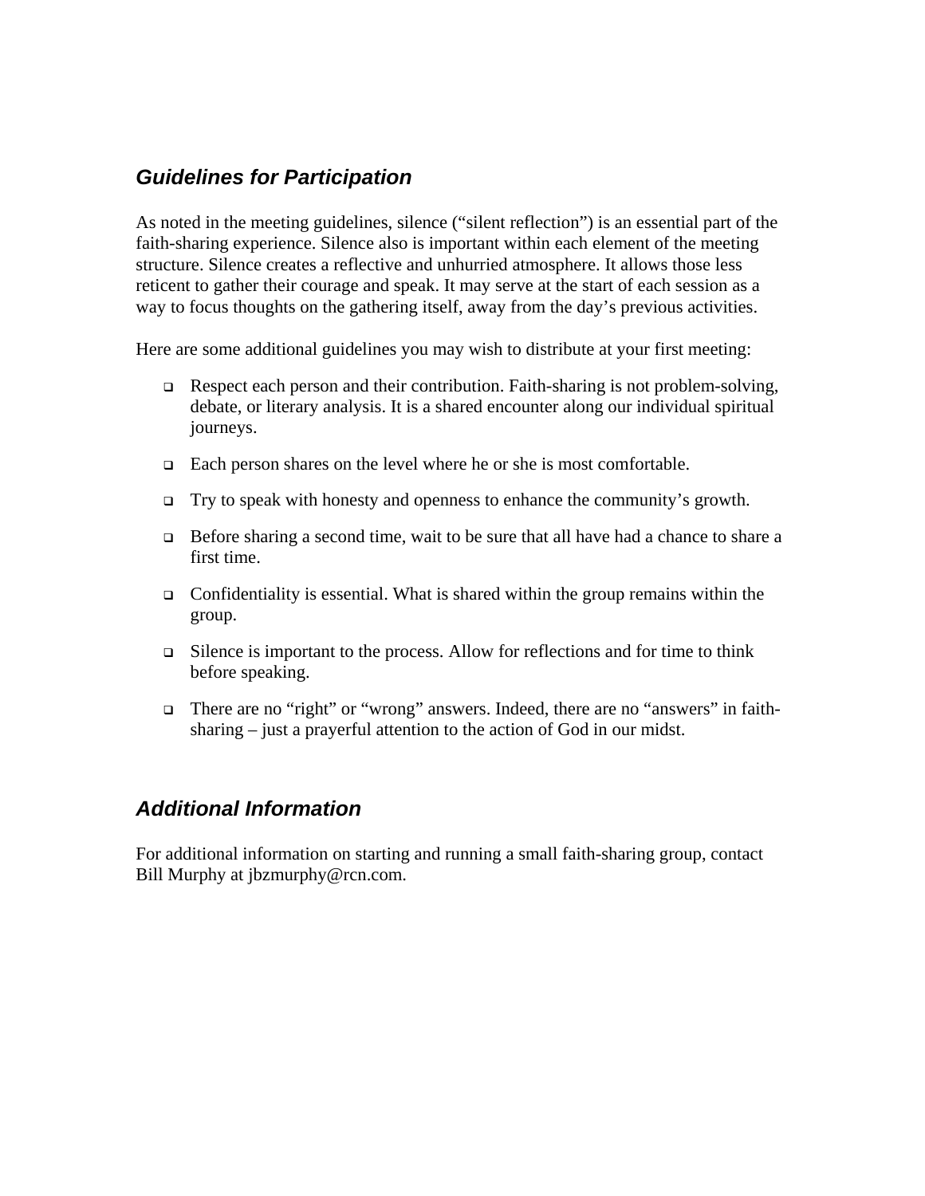## *Guidelines for Participation*

As noted in the meeting guidelines, silence ("silent reflection") is an essential part of the faith-sharing experience. Silence also is important within each element of the meeting structure. Silence creates a reflective and unhurried atmosphere. It allows those less reticent to gather their courage and speak. It may serve at the start of each session as a way to focus thoughts on the gathering itself, away from the day's previous activities.

Here are some additional guidelines you may wish to distribute at your first meeting:

- Respect each person and their contribution. Faith-sharing is not problem-solving, debate, or literary analysis. It is a shared encounter along our individual spiritual journeys.
- Each person shares on the level where he or she is most comfortable.
- Try to speak with honesty and openness to enhance the community's growth.
- Before sharing a second time, wait to be sure that all have had a chance to share a first time.
- Confidentiality is essential. What is shared within the group remains within the group.
- Silence is important to the process. Allow for reflections and for time to think before speaking.
- There are no "right" or "wrong" answers. Indeed, there are no "answers" in faith-sharing – just a prayerful attention to the action of God in our midst.

## *Additional Information*

For additional information on starting and running a small faith-sharing group, contact Bill Murphy at jbzmurphy@rcn.com.